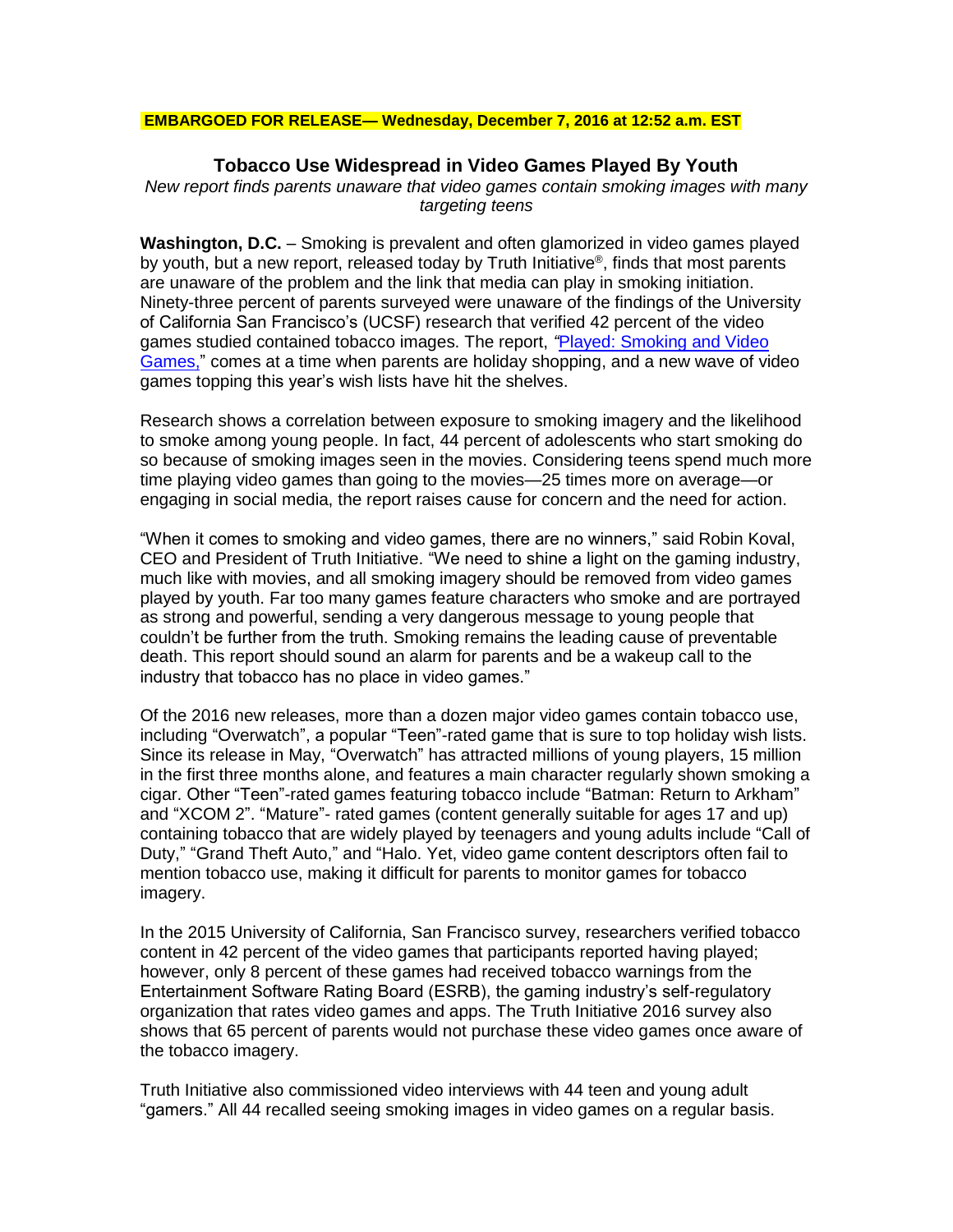**EMBARGOED FOR RELEASE— Wednesday, December 7, 2016 at 12:52 a.m. EST**

# Tobacco Use Widespread in Video Games Played By Youth

*New report finds parents unaware that video games contain smoking images with many targeting teens*

**Washington, D.C.** – Smoking is prevalent and often glamorized in video games played by youth, but a new report, released today by Truth Initiative®, finds that most parents are unaware of the problem and the link that media can play in smoking initiation. Ninety-three percent of parents surveyed were unaware of the findings of the University of California San Francisco's (UCSF) research that verified 42 percent of the video games studied contained tobacco images. The report, "Played: Smoking and Video Games," comes at a time when parents are holiday shopping, and a new wave of video games topping this year's wish lists have hit the shelves.

Research shows a correlation between exposure to smoking imagery and the likelihood to smoke among young people. In fact, 44 percent of adolescents who start smoking do so because of smoking images seen in the movies. Considering teens spend much more time playing video games than going to the movies—25 times more on average—or engaging in social media, the report raises cause for concern and the need for action.

"When it comes to smoking and video games, there are no winners," said Robin Koval, CEO and President of Truth Initiative. "We need to shine a light on the gaming industry, much like with movies, and all smoking imagery should be removed from video games played by youth. Far too many games feature characters who smoke and are portrayed as strong and powerful, sending a very dangerous message to young people that couldn't be further from the truth. Smoking remains the leading cause of preventable death. This report should sound an alarm for parents and be a wakeup call to the industry that tobacco has no place in video games."

Of the 2016 new releases, more than a dozen major video games contain tobacco use, including "Overwatch", a popular "Teen"-rated game that is sure to top holiday wish lists. Since its release in May, "Overwatch" has attracted millions of young players, 15 million in the first three months alone, and features a main character regularly shown smoking a cigar. Other "Teen"-rated games featuring tobacco include "Batman: Return to Arkham" and "XCOM 2". "Mature"- rated games (content generally suitable for ages 17 and up) containing tobacco that are widely played by teenagers and young adults include "Call of Duty," "Grand Theft Auto," and "Halo. Yet, video game content descriptors often fail to mention tobacco use, making it difficult for parents to monitor games for tobacco imagery.

In the 2015 University of California, San Francisco survey, researchers verified tobacco content in 42 percent of the video games that participants reported having played; however, only 8 percent of these games had received tobacco warnings from the Entertainment Software Rating Board (ESRB), the gaming industry's self-regulatory organization that rates video games and apps. The Truth Initiative 2016 survey also shows that 65 percent of parents would not purchase these video games once aware of the tobacco imagery.

Truth Initiative also commissioned video interviews with 44 teen and young adult "gamers." All 44 recalled seeing smoking images in video games on a regular basis.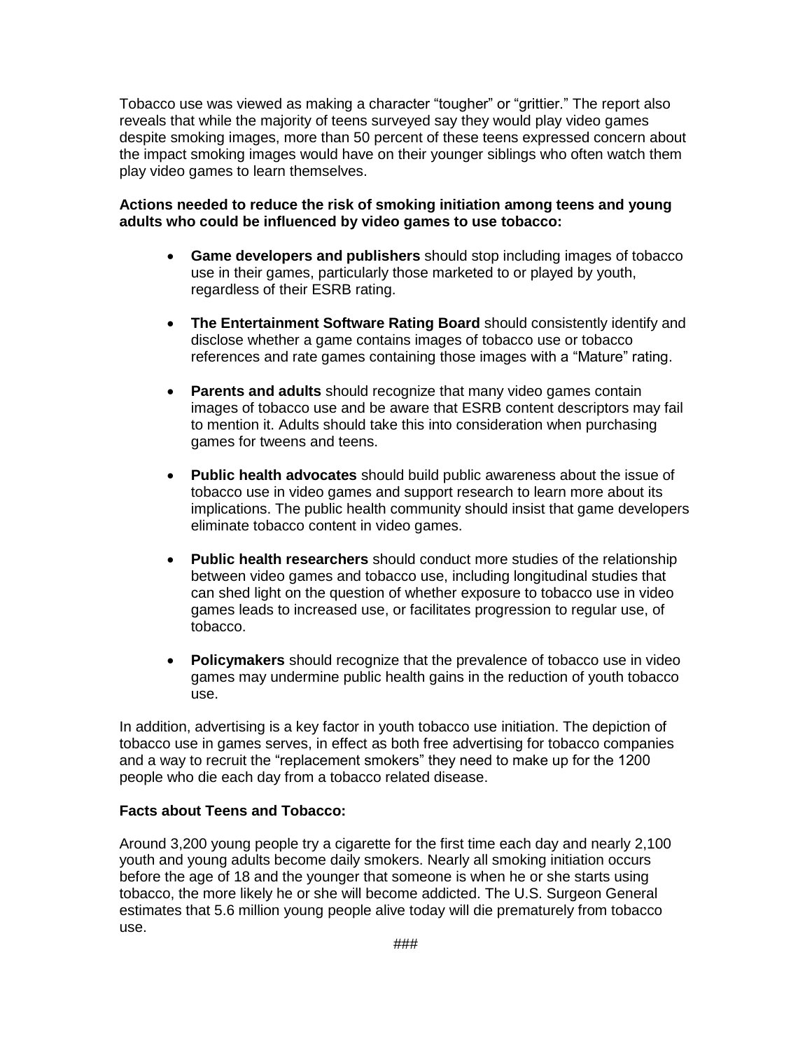Tobacco use was viewed as making a character "tougher" or "grittier." The report also reveals that while the majority of teens surveyed say they would play video games despite smoking images, more than 50 percent of these teens expressed concern about the impact smoking images would have on their younger siblings who often watch them play video games to learn themselves.

**Actions needed to reduce the risk of smoking initiation among teens and young adults who could be influenced by video games to use tobacco:**

- **Game developers and publishers** should stop including images of tobacco use in their games, particularly those marketed to or played by youth, regardless of their ESRB rating.
- **The Entertainment Software Rating Board** should consistently identify and disclose whether a game contains images of tobacco use or tobacco references and rate games containing those images with a "Mature" rating.
- **Parents and adults** should recognize that many video games contain images of tobacco use and be aware that ESRB content descriptors may fail to mention it. Adults should take this into consideration when purchasing games for tweens and teens.
- **Public health advocates** should build public awareness about the issue of tobacco use in video games and support research to learn more about its implications. The public health community should insist that game developers eliminate tobacco content in video games.
- **Public health researchers** should conduct more studies of the relationship between video games and tobacco use, including longitudinal studies that can shed light on the question of whether exposure to tobacco use in video games leads to increased use, or facilitates progression to regular use, of tobacco.
- **Policymakers** should recognize that the prevalence of tobacco use in video games may undermine public health gains in the reduction of youth tobacco use.

In addition, advertising is a key factor in youth tobacco use initiation. The depiction of tobacco use in games serves, in effect as both free advertising for tobacco companies and a way to recruit the "replacement smokers" they need to make up for the 1200 people who die each day from a tobacco related disease.

**Facts about Teens and Tobacco:**

Around 3,200 young people try a cigarette for the first time each day and nearly 2,100 youth and young adults become daily smokers. Nearly all smoking initiation occurs before the age of 18 and the younger that someone is when he or she starts using tobacco, the more likely he or she will become addicted. The U.S. Surgeon General estimates that 5.6 million young people alive today will die prematurely from tobacco use.

###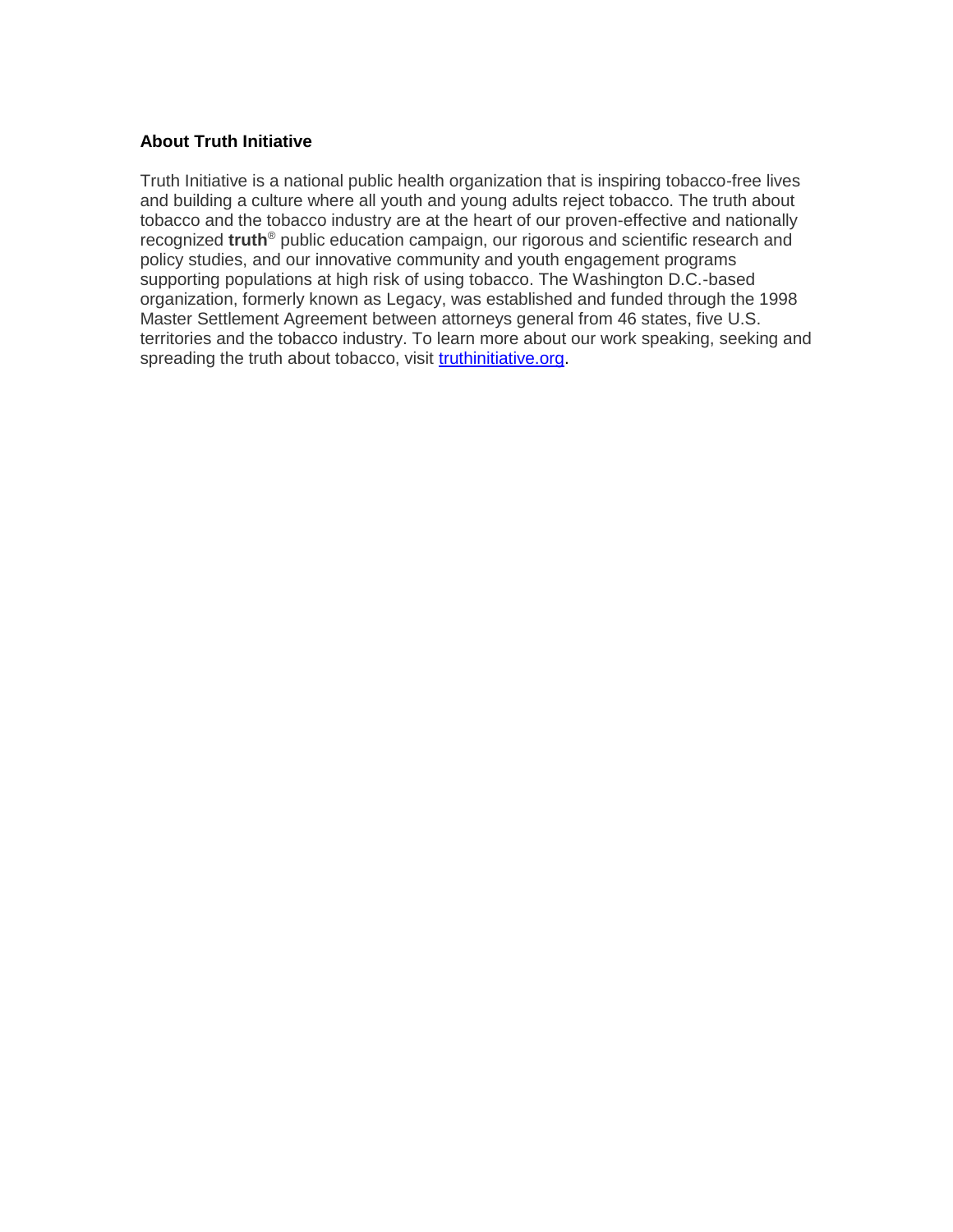**About Truth Initiative**

Truth Initiative is a national public health organization that is inspiring tobacco-free lives and building a culture where all youth and young adults reject tobacco. The truth about tobacco and the tobacco industry are at the heart of our proven-effective and nationally recognized **truth**® public education campaign, our rigorous and scientific research and policy studies, and our innovative community and youth engagement programs supporting populations at high risk of using tobacco. The Washington D.C.-based organization, formerly known as Legacy, was established and funded through the 1998 Master Settlement Agreement between attorneys general from 46 states, five U.S. territories and the tobacco industry. To learn more about our work speaking, seeking and spreading the truth about tobacco, visit [truthinitiative.org](truthinitiative.org).